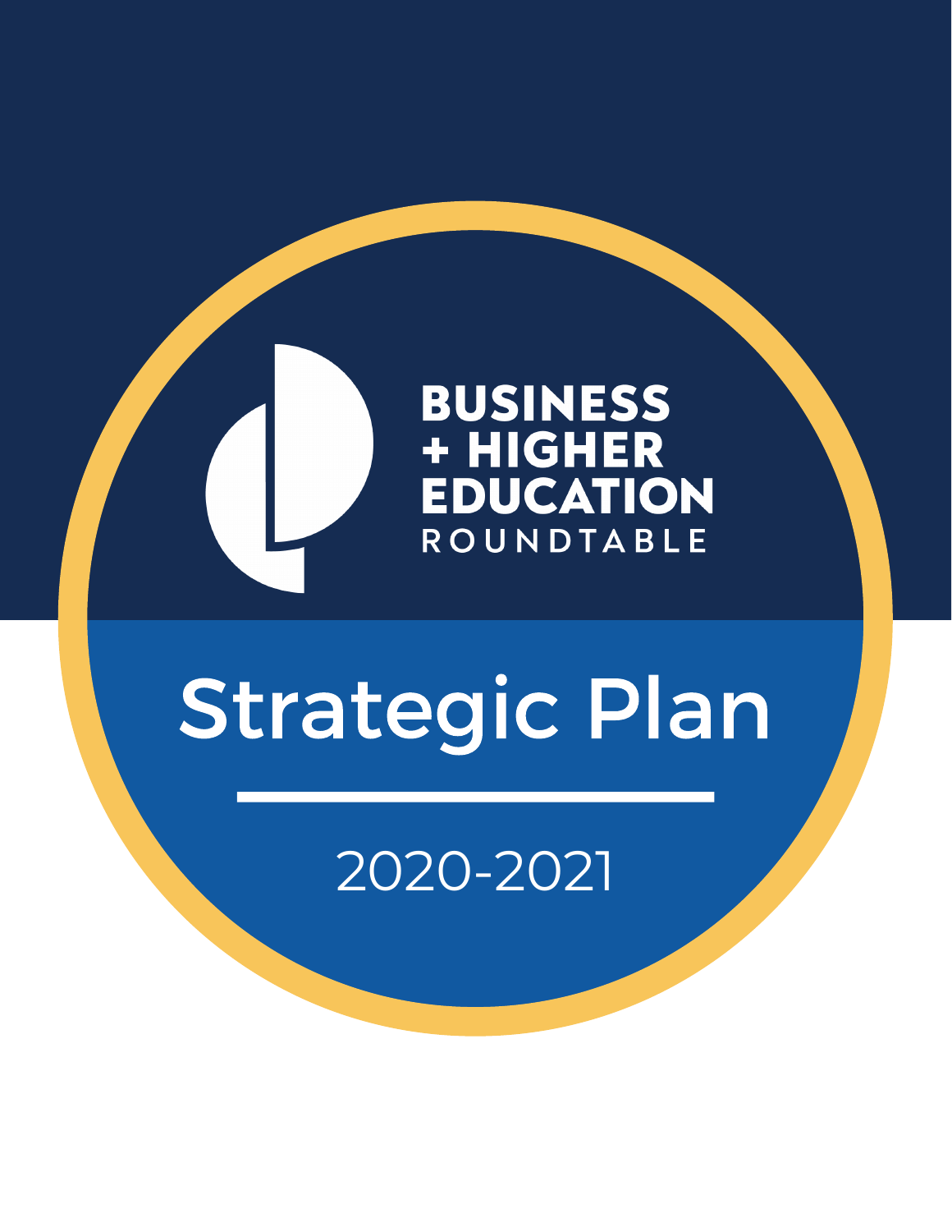# BUSINESS + HIGHER EDUCATION ROUNDTABLE

# Strategic Plan

## 2020-2021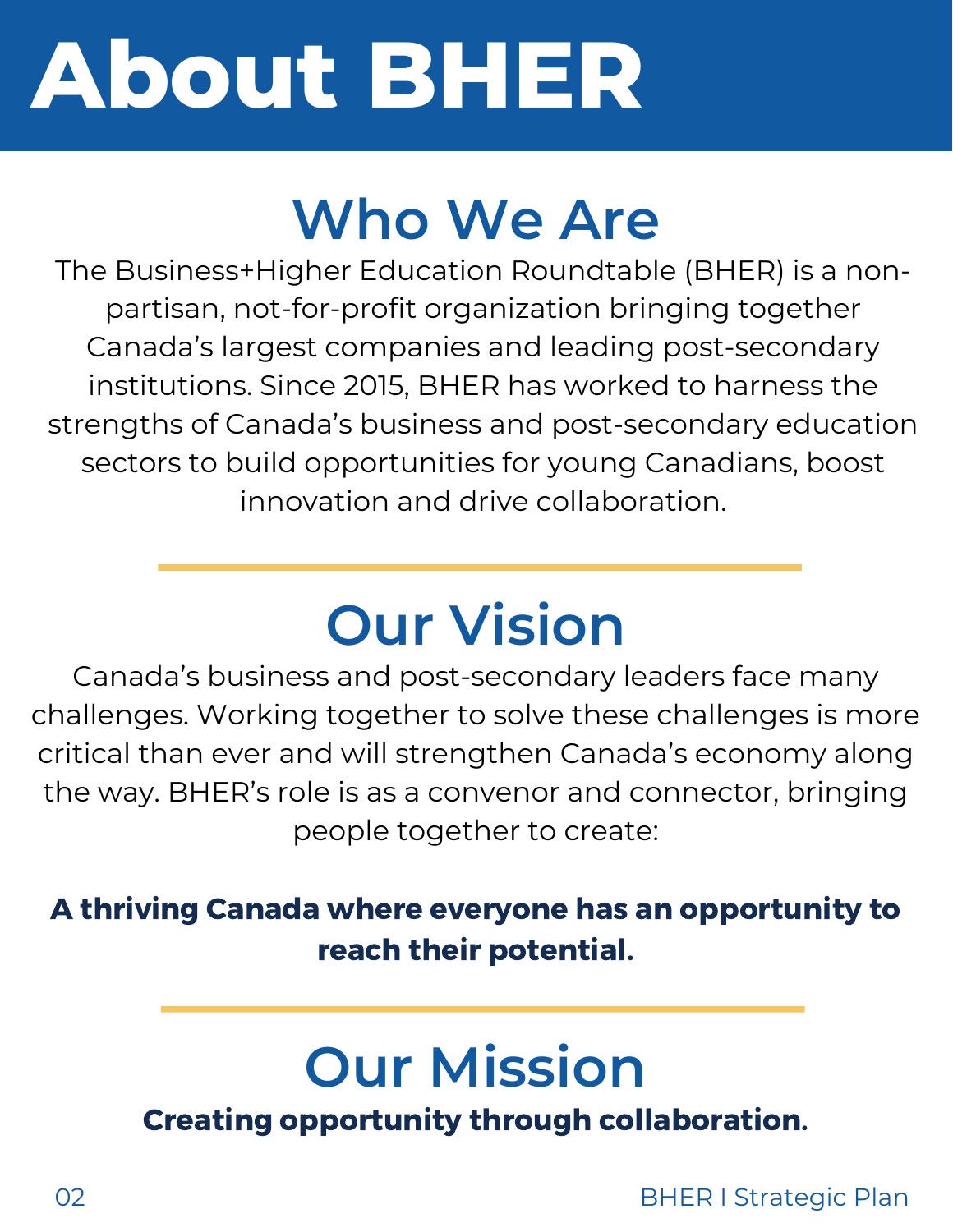# About BHER

## Who We Are

The Business+Higher Education Roundtable (BHER) is a non-partisan, not-for-profit organization bringing together Canada's largest companies and leading post-secondary institutions. Since 2015, BHER has worked to harness the strengths of Canada's business and post-secondary education sectors to build opportunities for young Canadians, boost innovation and drive collaboration.

## Our Vision

Canada's business and post-secondary leaders face many challenges. Working together to solve these challenges is more critical than ever and will strengthen Canada's economy along the way. BHER's role is as a convenor and connector, bringing people together to create:

**A thriving Canada where everyone has an opportunity to reach their potential.**

## Our Mission

**Creating opportunity through collaboration.**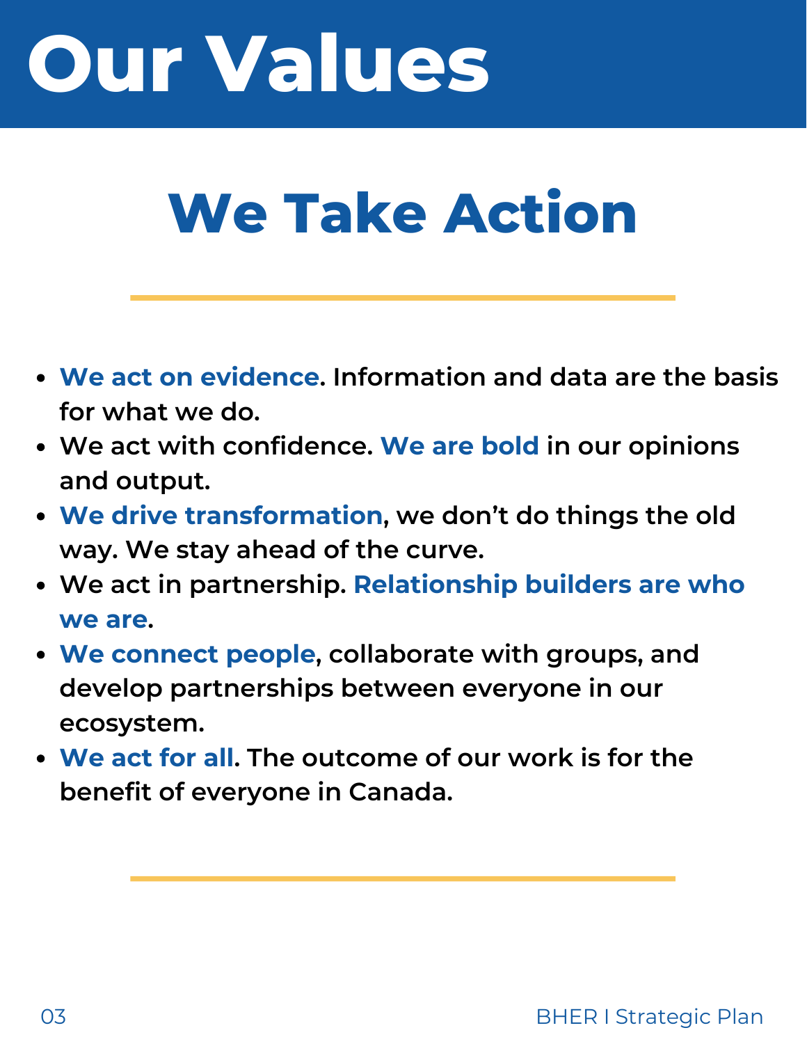# Our Values

## We Take Action

- **We act on evidence**. Information and data are the basis for what we do.
- We act with confidence. **We are bold** in our opinions and output.
- **We drive transformation**, we don't do things the old way. We stay ahead of the curve.
- We act in partnership. **Relationship builders are who we are**.
- **We connect people**, collaborate with groups, and develop partnerships between everyone in our ecosystem.
- **We act for all**. The outcome of our work is for the benefit of everyone in Canada.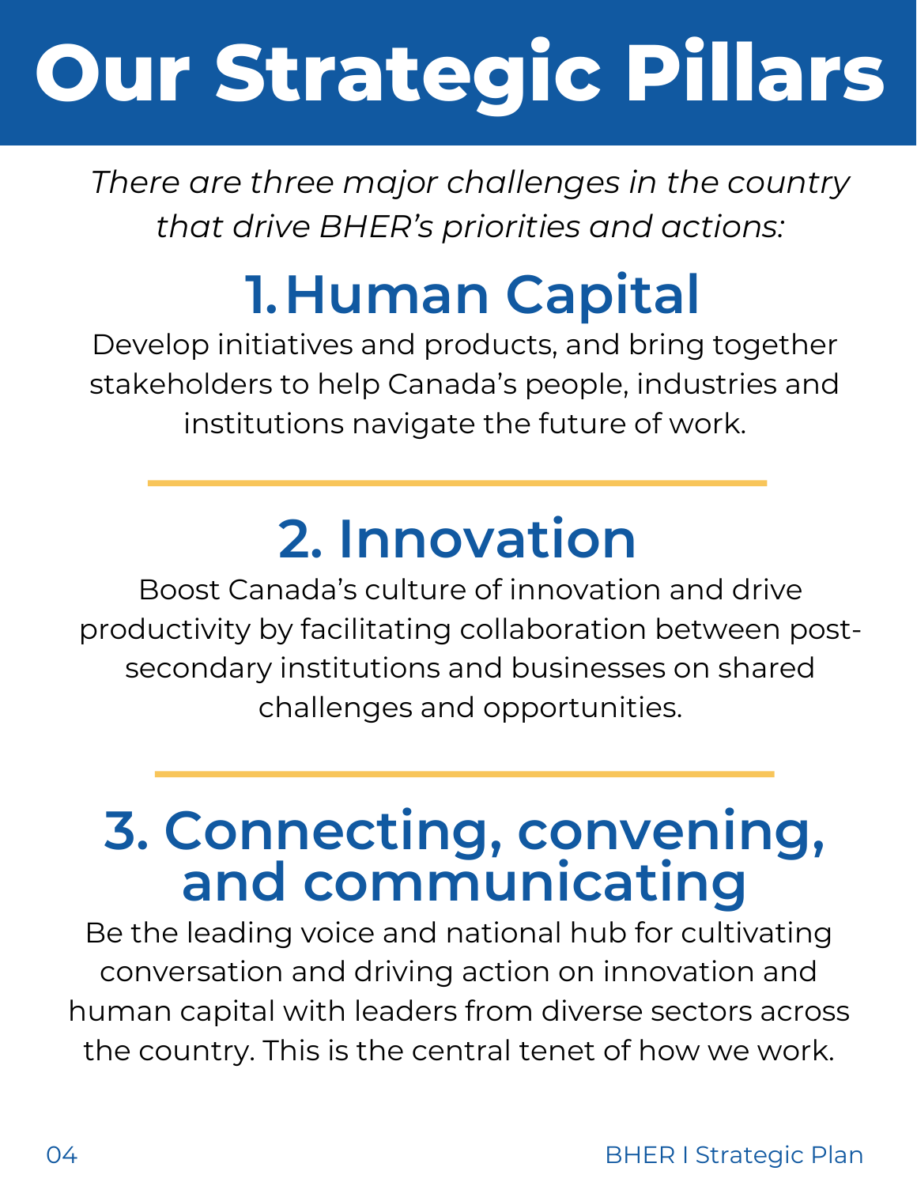# Our Strategic Pillars

*There are three major challenges in the country that drive BHER's priorities and actions:*

## 1. Human Capital

Develop initiatives and products, and bring together stakeholders to help Canada's people, industries and institutions navigate the future of work.

## 2. Innovation

Boost Canada's culture of innovation and drive productivity by facilitating collaboration between post-secondary institutions and businesses on shared challenges and opportunities.

## 3. Connecting, convening, and communicating

Be the leading voice and national hub for cultivating conversation and driving action on innovation and human capital with leaders from diverse sectors across the country. This is the central tenet of how we work.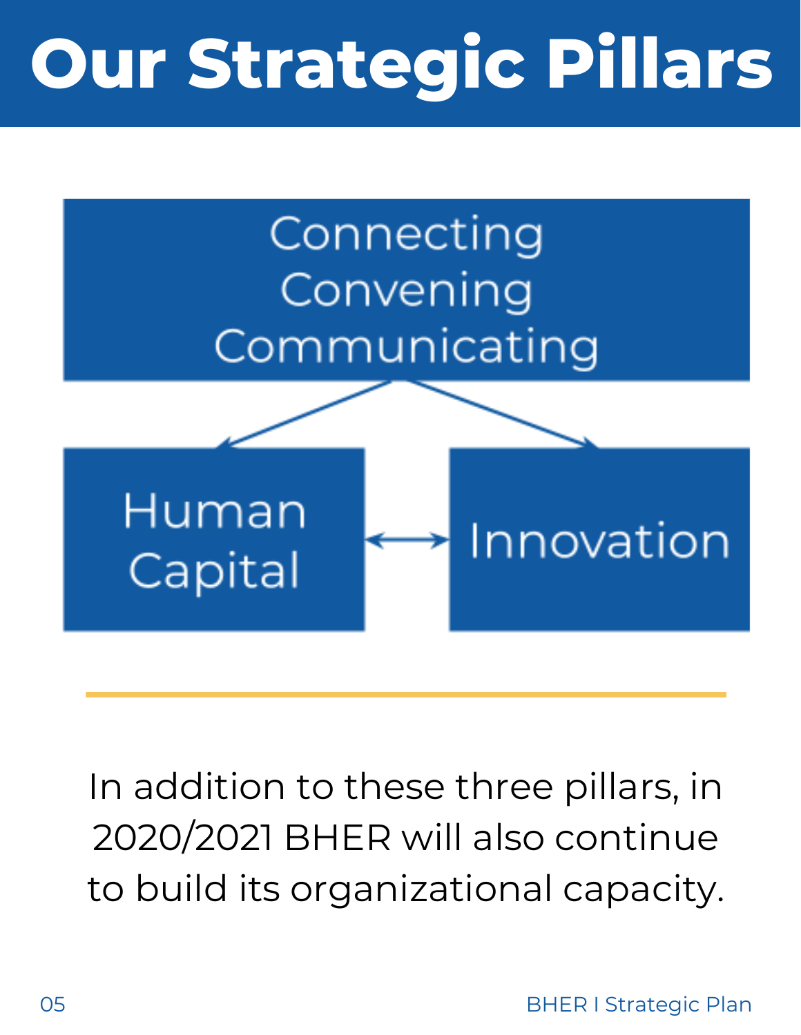# Our Strategic Pillars

Connecting
Convening
Communicating

Human Capital

Innovation

In addition to these three pillars, in 2020/2021 BHER will also continue to build its organizational capacity.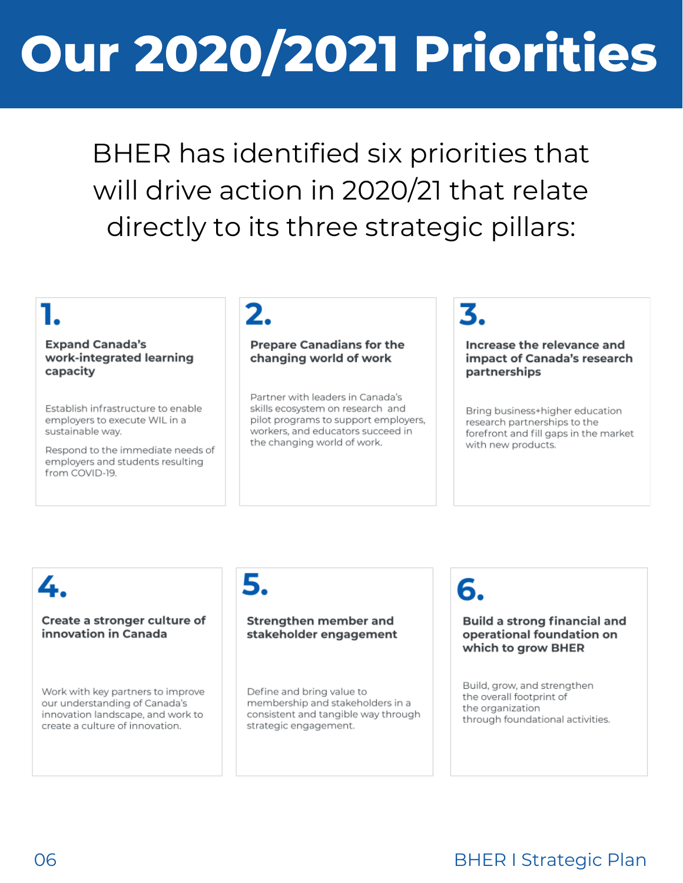# Our 2020/2021 Priorities

BHER has identified six priorities that will drive action in 2020/21 that relate directly to its three strategic pillars:

## 1.

**Expand Canada's work-integrated learning capacity**

Establish infrastructure to enable employers to execute WIL in a sustainable way.

Respond to the immediate needs of employers and students resulting from COVID-19.

## 2.

**Prepare Canadians for the changing world of work**

Partner with leaders in Canada's skills ecosystem on research and pilot programs to support employers, workers, and educators succeed in the changing world of work.

## 3.

**Increase the relevance and impact of Canada's research partnerships**

Bring business+higher education research partnerships to the forefront and fill gaps in the market with new products.

## 4.

**Create a stronger culture of innovation in Canada**

Work with key partners to improve our understanding of Canada's innovation landscape, and work to create a culture of innovation.

## 5.

**Strengthen member and stakeholder engagement**

Define and bring value to membership and stakeholders in a consistent and tangible way through strategic engagement.

## 6.

**Build a strong financial and operational foundation on which to grow BHER**

Build, grow, and strengthen the overall footprint of the organization through foundational activities.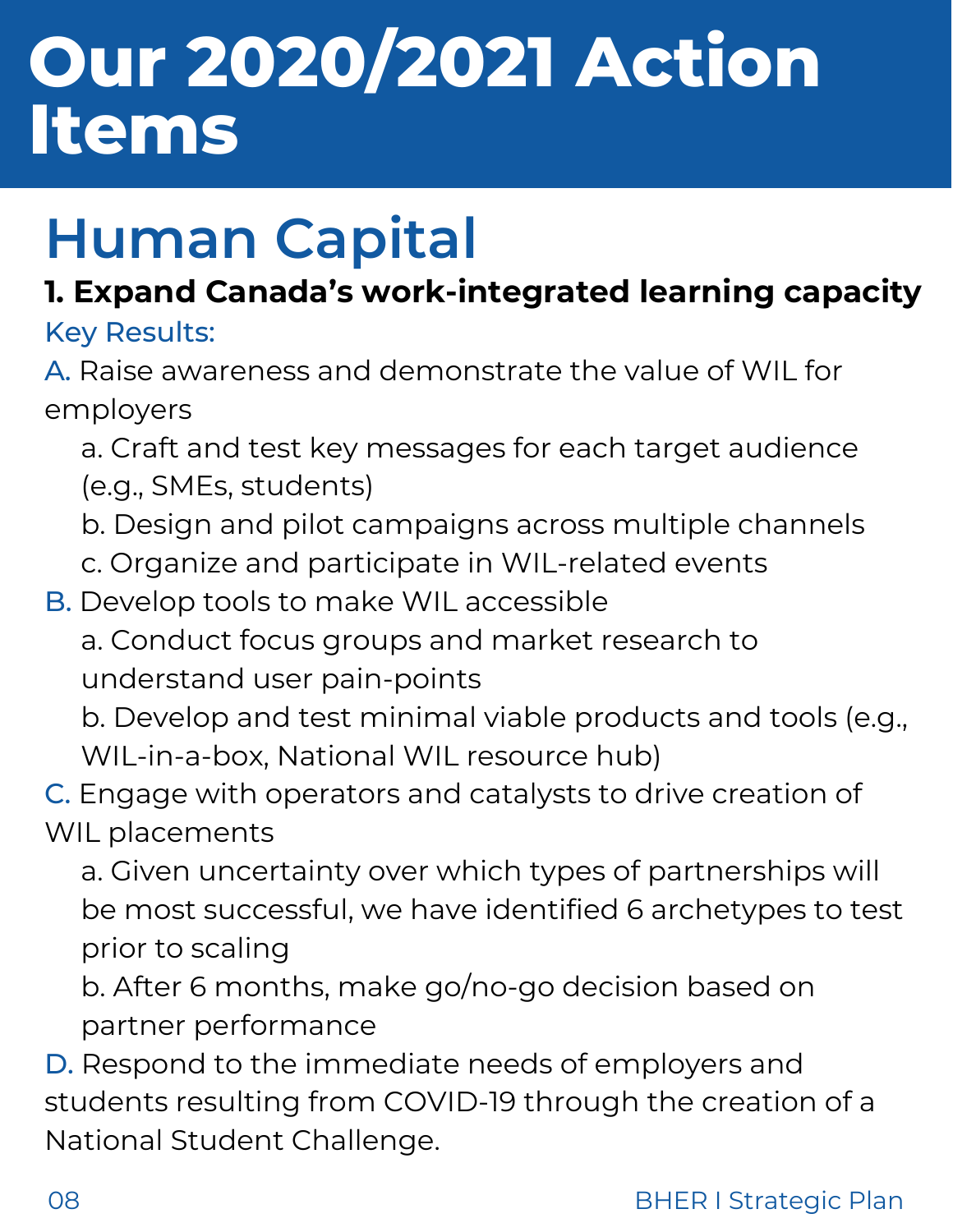# Our 2020/2021 Action Items

## Human Capital

**1. Expand Canada's work-integrated learning capacity**

Key Results:

A. Raise awareness and demonstrate the value of WIL for employers

- a. Craft and test key messages for each target audience (e.g., SMEs, students)
- b. Design and pilot campaigns across multiple channels
- c. Organize and participate in WIL-related events

B. Develop tools to make WIL accessible

- a. Conduct focus groups and market research to understand user pain-points
- b. Develop and test minimal viable products and tools (e.g., WIL-in-a-box, National WIL resource hub)

C. Engage with operators and catalysts to drive creation of WIL placements

- a. Given uncertainty over which types of partnerships will be most successful, we have identified 6 archetypes to test prior to scaling
- b. After 6 months, make go/no-go decision based on partner performance

D. Respond to the immediate needs of employers and students resulting from COVID-19 through the creation of a National Student Challenge.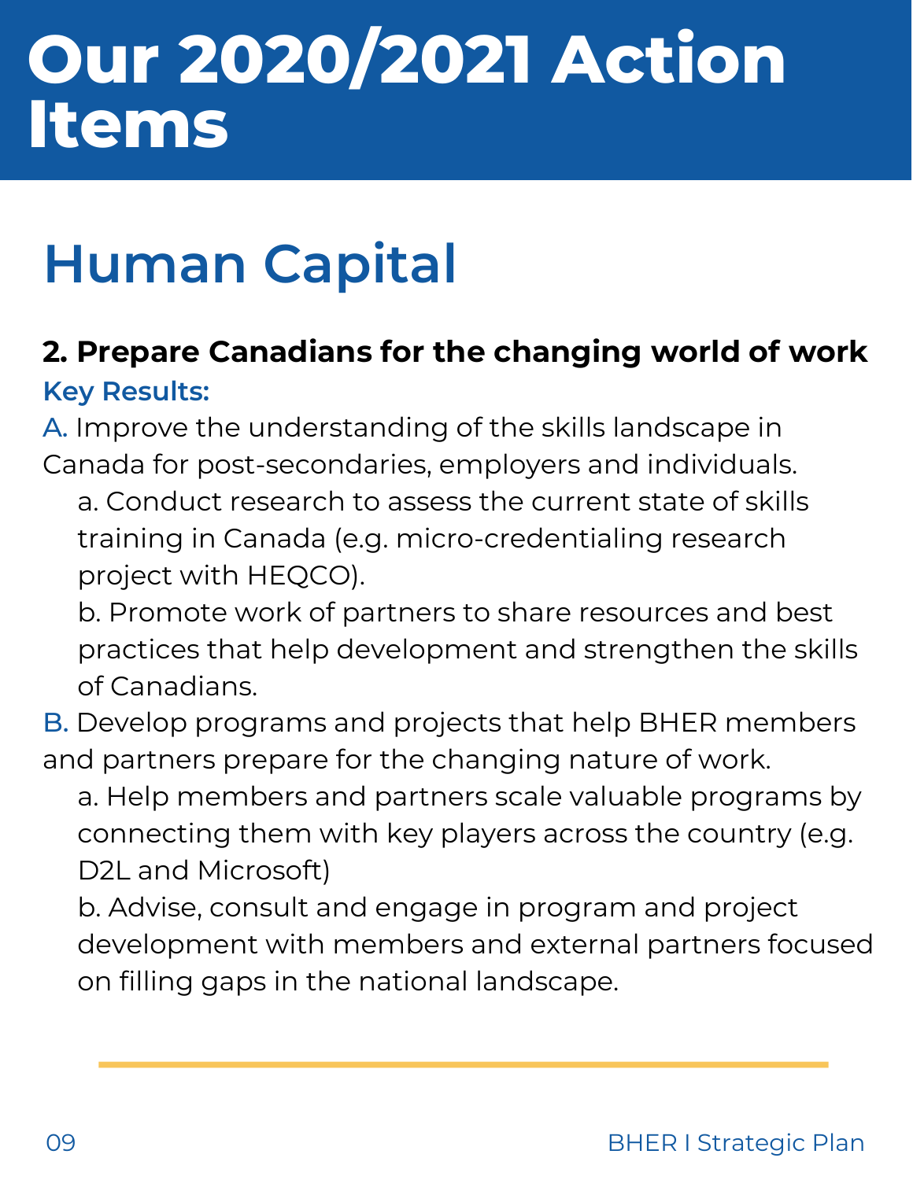# Our 2020/2021 Action Items

## Human Capital

**2. Prepare Canadians for the changing world of work**

**Key Results:**

A. Improve the understanding of the skills landscape in Canada for post-secondaries, employers and individuals.

- a. Conduct research to assess the current state of skills training in Canada (e.g. micro-credentialing research project with HEQCO).
- b. Promote work of partners to share resources and best practices that help development and strengthen the skills of Canadians.

B. Develop programs and projects that help BHER members and partners prepare for the changing nature of work.

- a. Help members and partners scale valuable programs by connecting them with key players across the country (e.g. D2L and Microsoft)
- b. Advise, consult and engage in program and project development with members and external partners focused on filling gaps in the national landscape.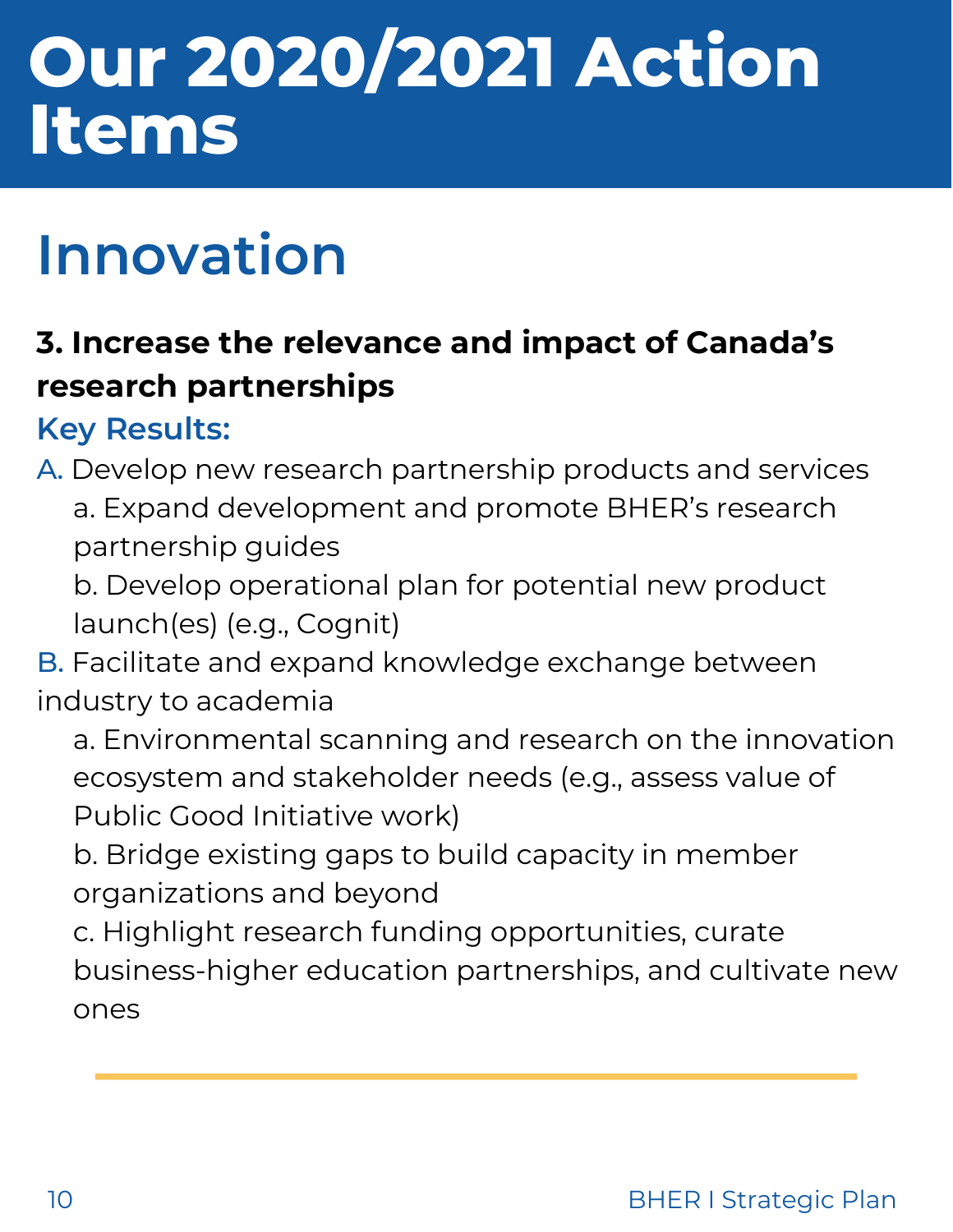# Our 2020/2021 Action Items

## Innovation

**3. Increase the relevance and impact of Canada's research partnerships**

### Key Results:

A. Develop new research partnership products and services
   a. Expand development and promote BHER's research partnership guides
   b. Develop operational plan for potential new product launch(es) (e.g., Cognit)

B. Facilitate and expand knowledge exchange between industry to academia
   a. Environmental scanning and research on the innovation ecosystem and stakeholder needs (e.g., assess value of Public Good Initiative work)
   b. Bridge existing gaps to build capacity in member organizations and beyond
   c. Highlight research funding opportunities, curate business-higher education partnerships, and cultivate new ones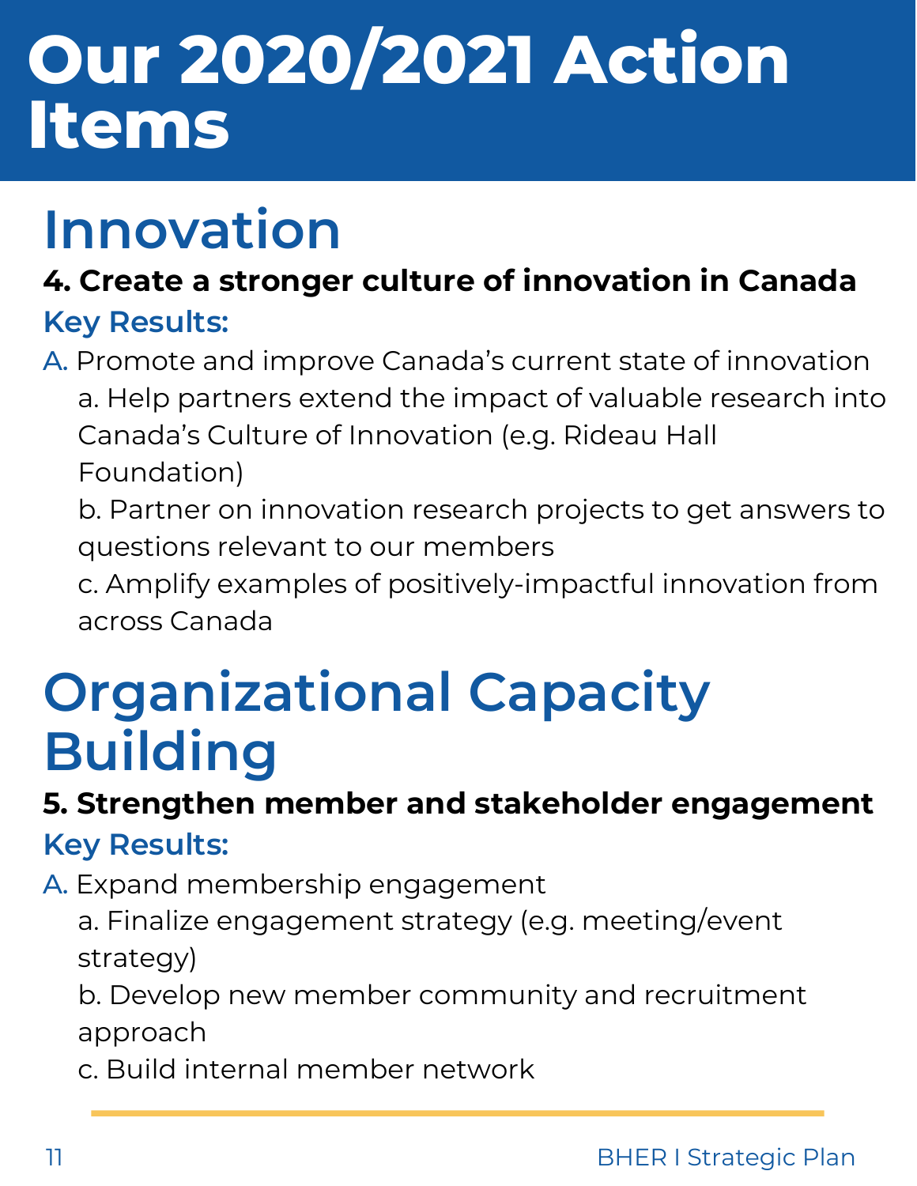# Our 2020/2021 Action Items

## Innovation

**4. Create a stronger culture of innovation in Canada**

### Key Results:

A. Promote and improve Canada's current state of innovation
   - a. Help partners extend the impact of valuable research into Canada's Culture of Innovation (e.g. Rideau Hall Foundation)
   - b. Partner on innovation research projects to get answers to questions relevant to our members
   - c. Amplify examples of positively-impactful innovation from across Canada

## Organizational Capacity Building

**5. Strengthen member and stakeholder engagement**

### Key Results:

A. Expand membership engagement
   - a. Finalize engagement strategy (e.g. meeting/event strategy)
   - b. Develop new member community and recruitment approach
   - c. Build internal member network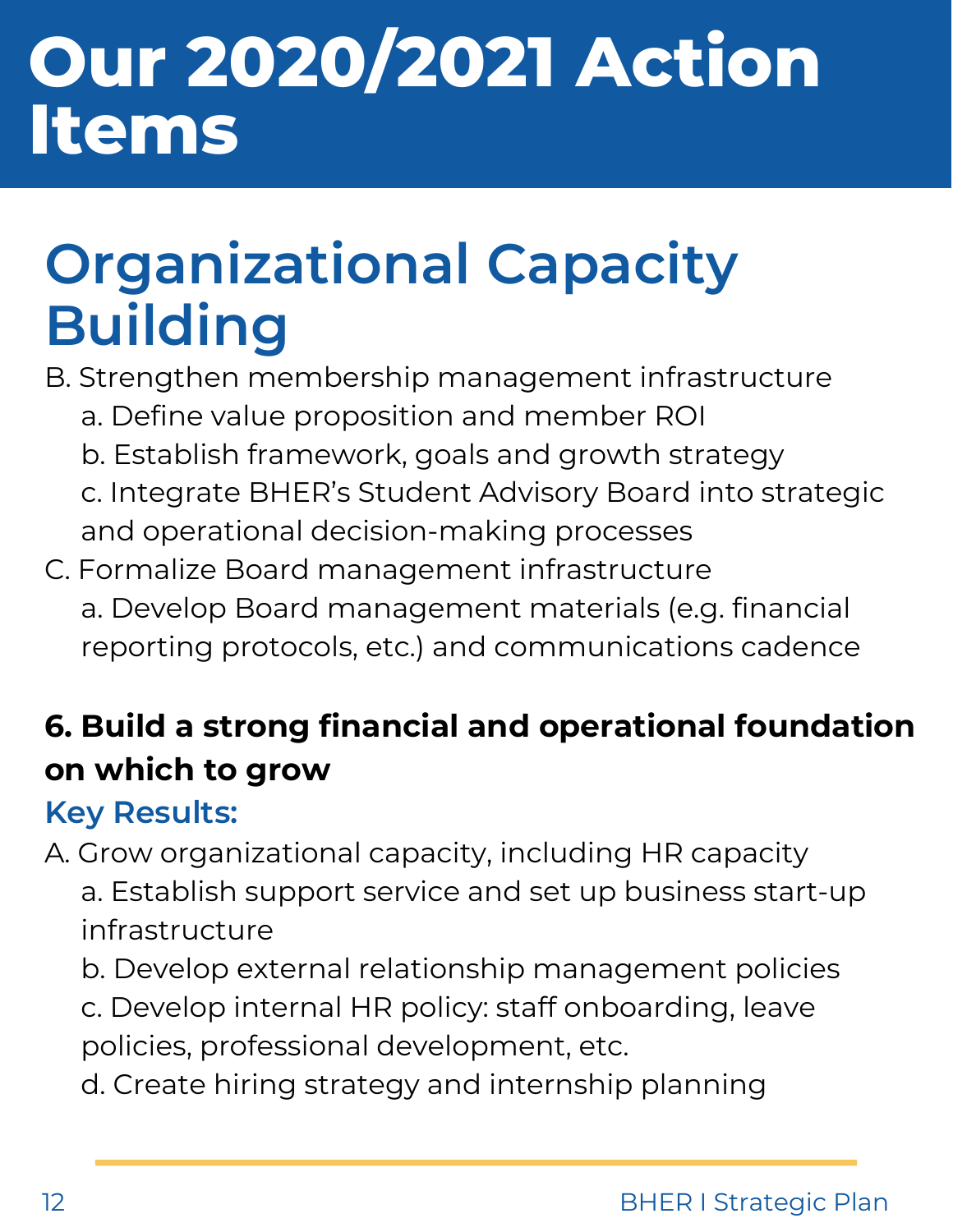# Our 2020/2021 Action Items

## Organizational Capacity Building

B. Strengthen membership management infrastructure
   - a. Define value proposition and member ROI
   - b. Establish framework, goals and growth strategy
   - c. Integrate BHER's Student Advisory Board into strategic and operational decision-making processes

C. Formalize Board management infrastructure
   - a. Develop Board management materials (e.g. financial reporting protocols, etc.) and communications cadence

**6. Build a strong financial and operational foundation on which to grow**

**Key Results:**

A. Grow organizational capacity, including HR capacity
   - a. Establish support service and set up business start-up infrastructure
   - b. Develop external relationship management policies
   - c. Develop internal HR policy: staff onboarding, leave policies, professional development, etc.
   - d. Create hiring strategy and internship planning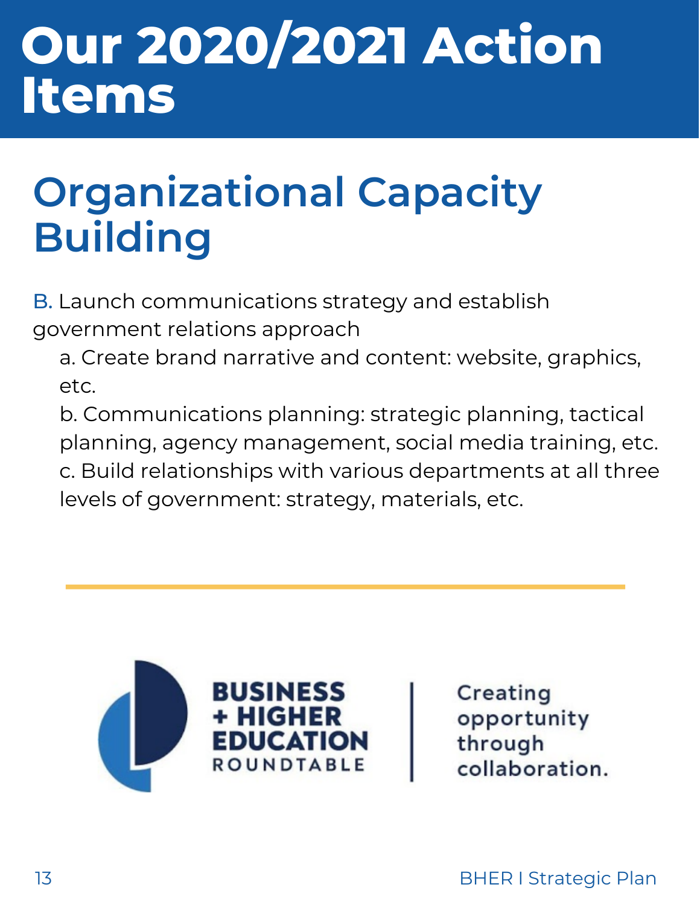# Our 2020/2021 Action Items

## Organizational Capacity Building

B. Launch communications strategy and establish government relations approach

- a. Create brand narrative and content: website, graphics, etc.
- b. Communications planning: strategic planning, tactical planning, agency management, social media training, etc.
- c. Build relationships with various departments at all three levels of government: strategy, materials, etc.

BUSINESS + HIGHER EDUCATION ROUNDTABLE | Creating opportunity through collaboration.